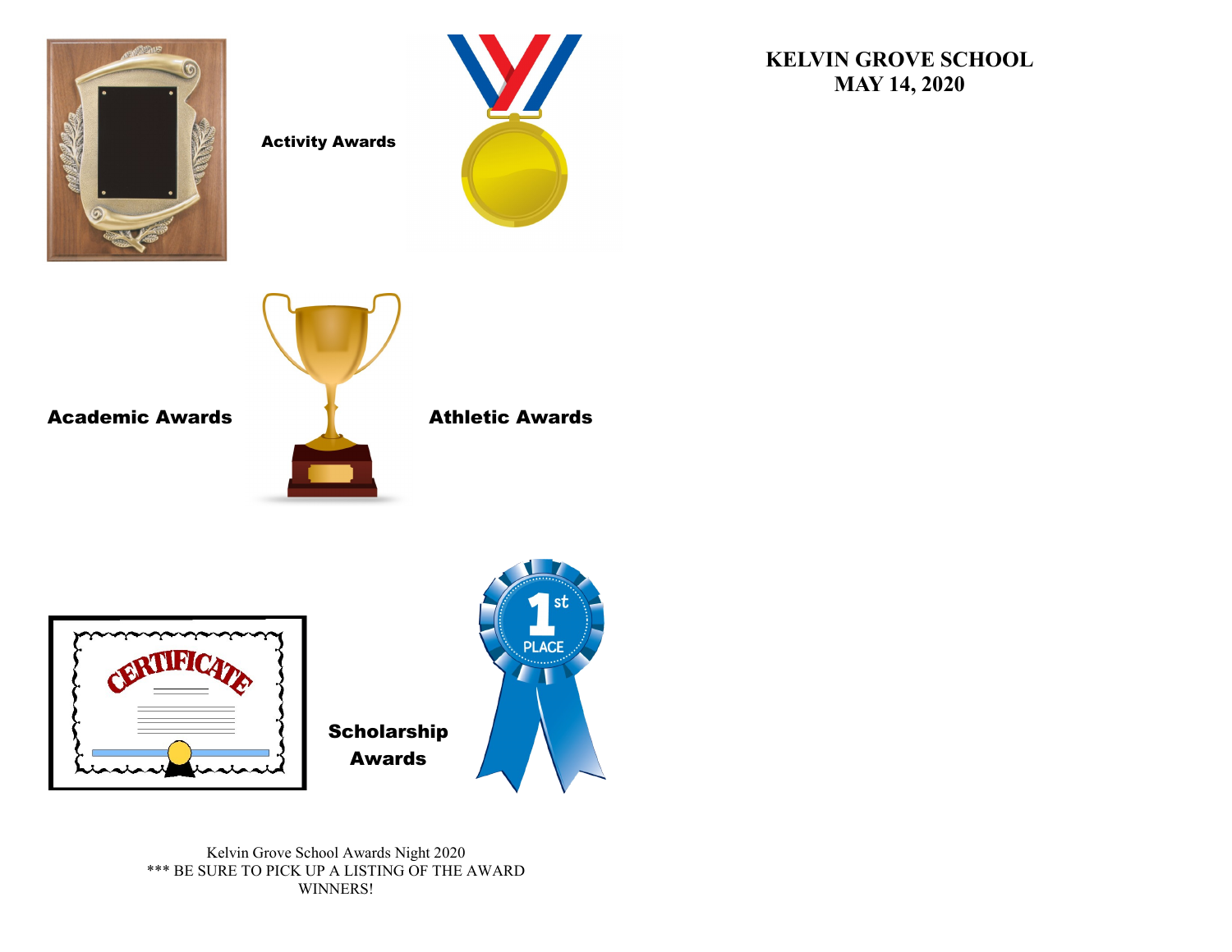# KELVIN GROVE SCHOOL
## MAY 14, 2020

**Activity Awards**

**Academic Awards**

**Athletic Awards**

**Scholarship Awards**

Kelvin Grove School Awards Night 2020
*** BE SURE TO PICK UP A LISTING OF THE AWARD WINNERS!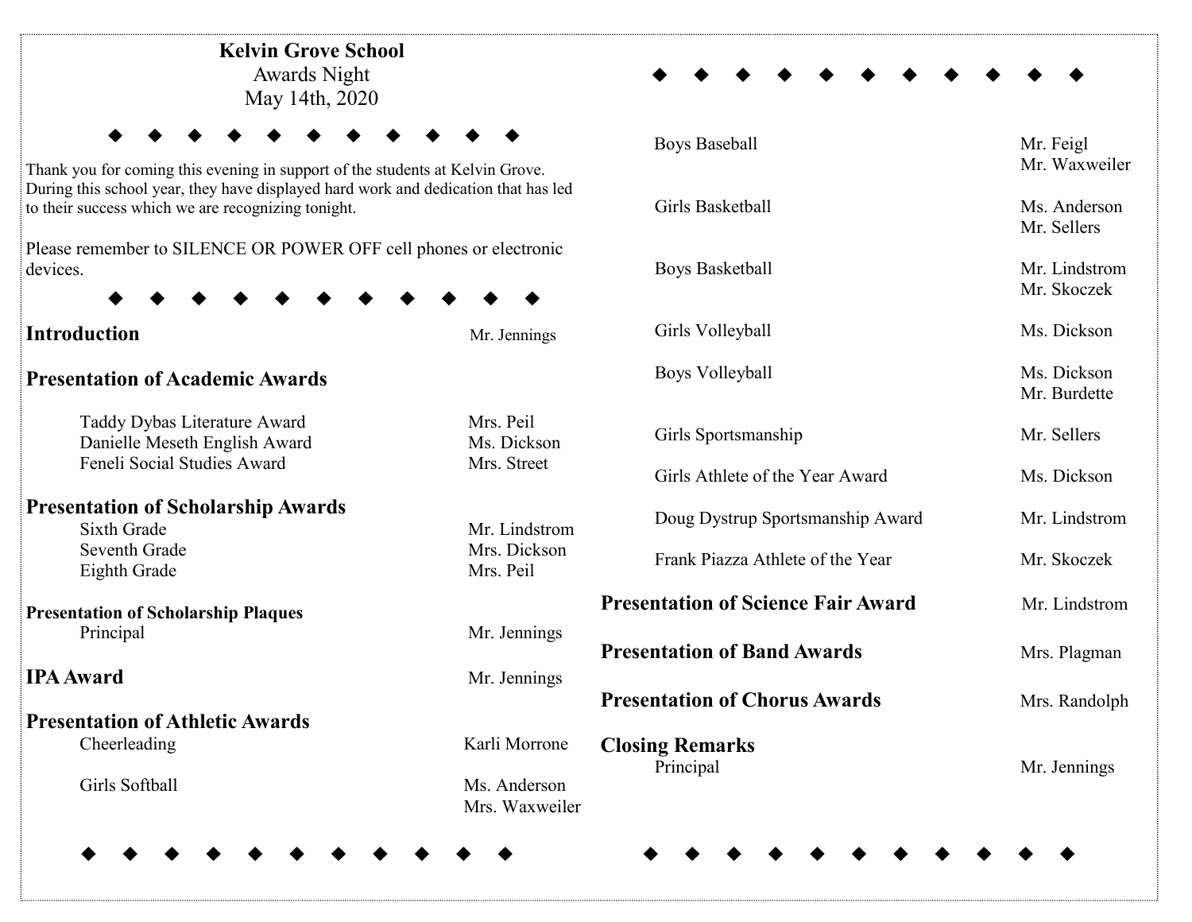**Kelvin Grove School**
Awards Night
May 14th, 2020

◆ ◆ ◆ ◆ ◆ ◆ ◆ ◆ ◆ ◆ ◆

Thank you for coming this evening in support of the students at Kelvin Grove. During this school year, they have displayed hard work and dedication that has led to their success which we are recognizing tonight.

Please remember to SILENCE OR POWER OFF cell phones or electronic devices.

◆ ◆ ◆ ◆ ◆ ◆ ◆ ◆ ◆ ◆ ◆

## Introduction — Mr. Jennings

## Presentation of Academic Awards

| | |
|---|---|
| Taddy Dybas Literature Award | Mrs. Peil |
| Danielle Meseth English Award | Ms. Dickson |
| Feneli Social Studies Award | Mrs. Street |

## Presentation of Scholarship Awards

| | |
|---|---|
| Sixth Grade | Mr. Lindstrom |
| Seventh Grade | Mrs. Dickson |
| Eighth Grade | Mrs. Peil |

**Presentation of Scholarship Plaques**

| | |
|---|---|
| Principal | Mr. Jennings |

## IPA Award — Mr. Jennings

## Presentation of Athletic Awards

| | |
|---|---|
| Cheerleading | Karli Morrone |
| Girls Softball | Ms. Anderson<br>Mrs. Waxweiler |
| Boys Baseball | Mr. Feigl<br>Mr. Waxweiler |
| Girls Basketball | Ms. Anderson<br>Mr. Sellers |
| Boys Basketball | Mr. Lindstrom<br>Mr. Skoczek |
| Girls Volleyball | Ms. Dickson |
| Boys Volleyball | Ms. Dickson<br>Mr. Burdette |
| Girls Sportsmanship | Mr. Sellers |
| Girls Athlete of the Year Award | Ms. Dickson |
| Doug Dystrup Sportsmanship Award | Mr. Lindstrom |
| Frank Piazza Athlete of the Year | Mr. Skoczek |

## Presentation of Science Fair Award — Mr. Lindstrom

## Presentation of Band Awards — Mrs. Plagman

## Presentation of Chorus Awards — Mrs. Randolph

## Closing Remarks

| | |
|---|---|
| Principal | Mr. Jennings |

◆ ◆ ◆ ◆ ◆ ◆ ◆ ◆ ◆ ◆ ◆